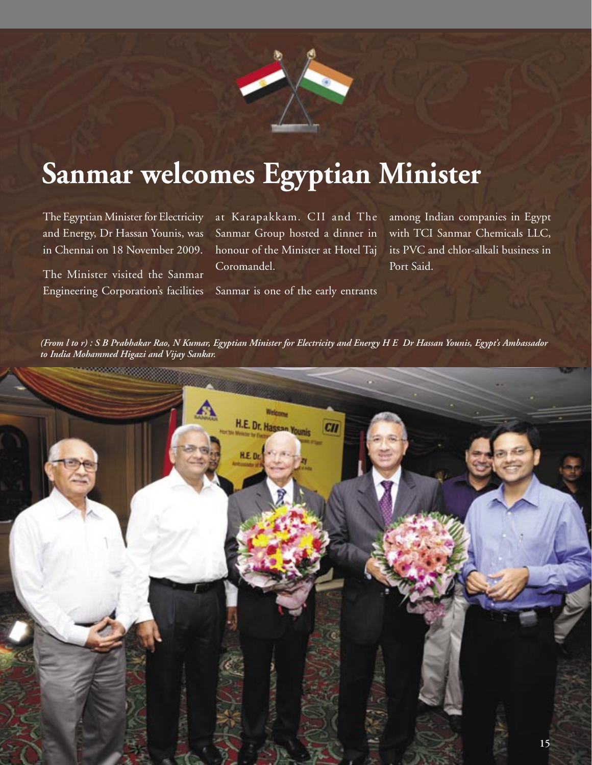# Sanmar welcomes Egyptian Minister

The Egyptian Minister for Electricity and Energy, Dr Hassan Younis, was in Chennai on 18 November 2009.

The Minister visited the Sanmar Engineering Corporation's facilities at Karapakkam. CII and The Sanmar Group hosted a dinner in honour of the Minister at Hotel Taj Coromandel.

Sanmar is one of the early entrants among Indian companies in Egypt with TCI Sanmar Chemicals LLC, its PVC and chlor-alkali business in Port Said.

***(From l to r) : S B Prabhakar Rao, N Kumar, Egyptian Minister for Electricity and Energy H E Dr Hassan Younis, Egypt's Ambassador to India Mohammed Higazi and Vijay Sankar.***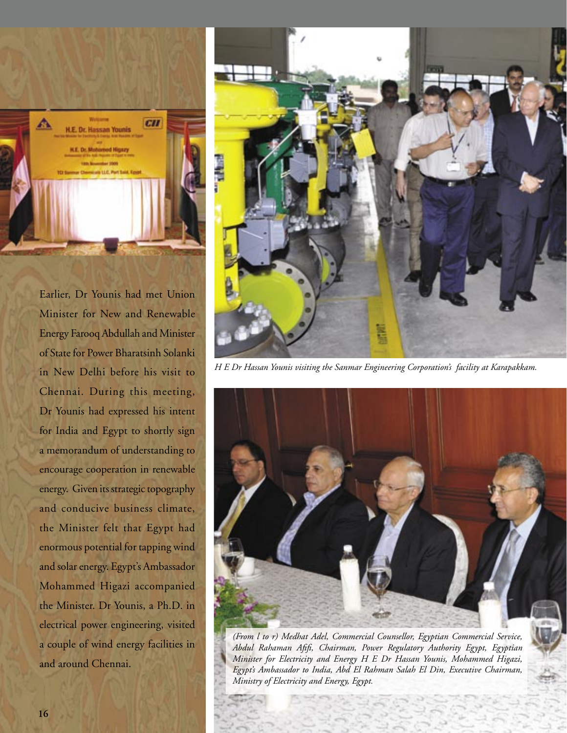Earlier, Dr Younis had met Union Minister for New and Renewable Energy Farooq Abdullah and Minister of State for Power Bharatsinh Solanki in New Delhi before his visit to Chennai. During this meeting, Dr Younis had expressed his intent for India and Egypt to shortly sign a memorandum of understanding to encourage cooperation in renewable energy. Given its strategic topography and conducive business climate, the Minister felt that Egypt had enormous potential for tapping wind and solar energy. Egypt's Ambassador Mohammed Higazi accompanied the Minister. Dr Younis, a Ph.D. in electrical power engineering, visited a couple of wind energy facilities in and around Chennai.

*H E Dr Hassan Younis visiting the Sanmar Engineering Corporation's facility at Karapakkam.*

*(From l to r) Medhat Adel, Commercial Counsellor, Egyptian Commercial Service, Abdul Rahaman Afifi, Chairman, Power Regulatory Authority Egypt, Egyptian Minister for Electricity and Energy H E Dr Hassan Younis, Mohammed Higazi, Egypt's Ambassador to India, Abd El Rahman Salah El Din, Executive Chairman, Ministry of Electricity and Energy, Egypt.*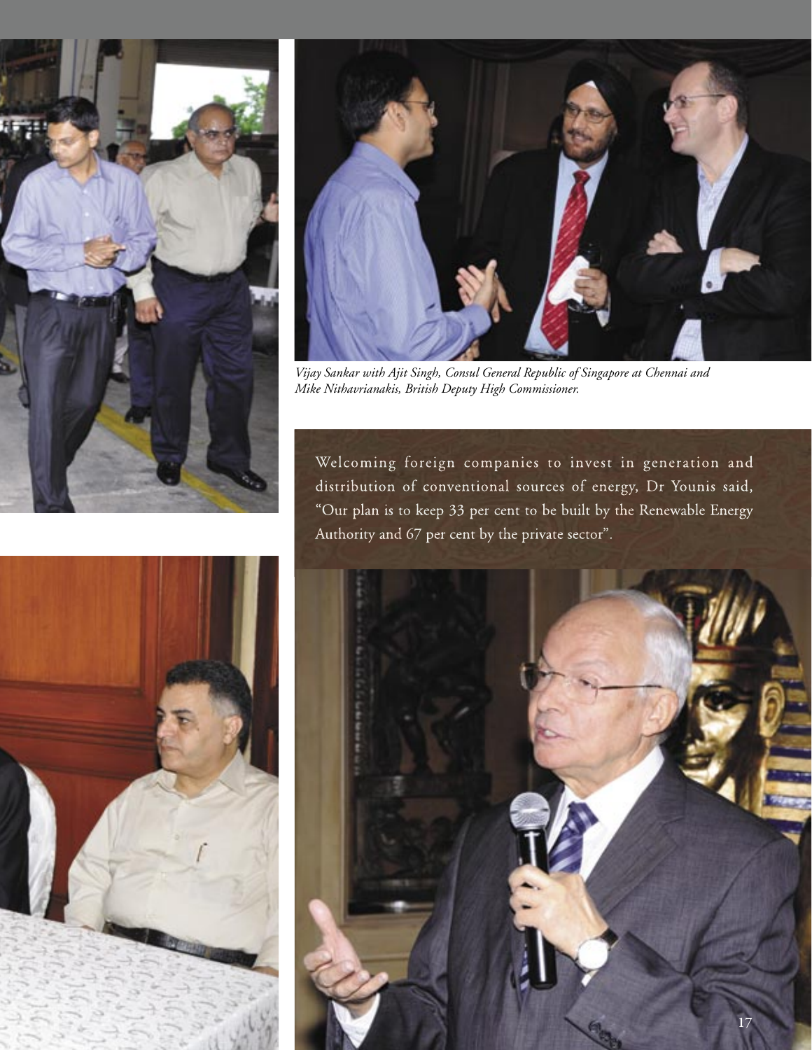*Vijay Sankar with Ajit Singh, Consul General Republic of Singapore at Chennai and Mike Nithavrianakis, British Deputy High Commissioner.*

Welcoming foreign companies to invest in generation and distribution of conventional sources of energy, Dr Younis said, "Our plan is to keep 33 per cent to be built by the Renewable Energy Authority and 67 per cent by the private sector".